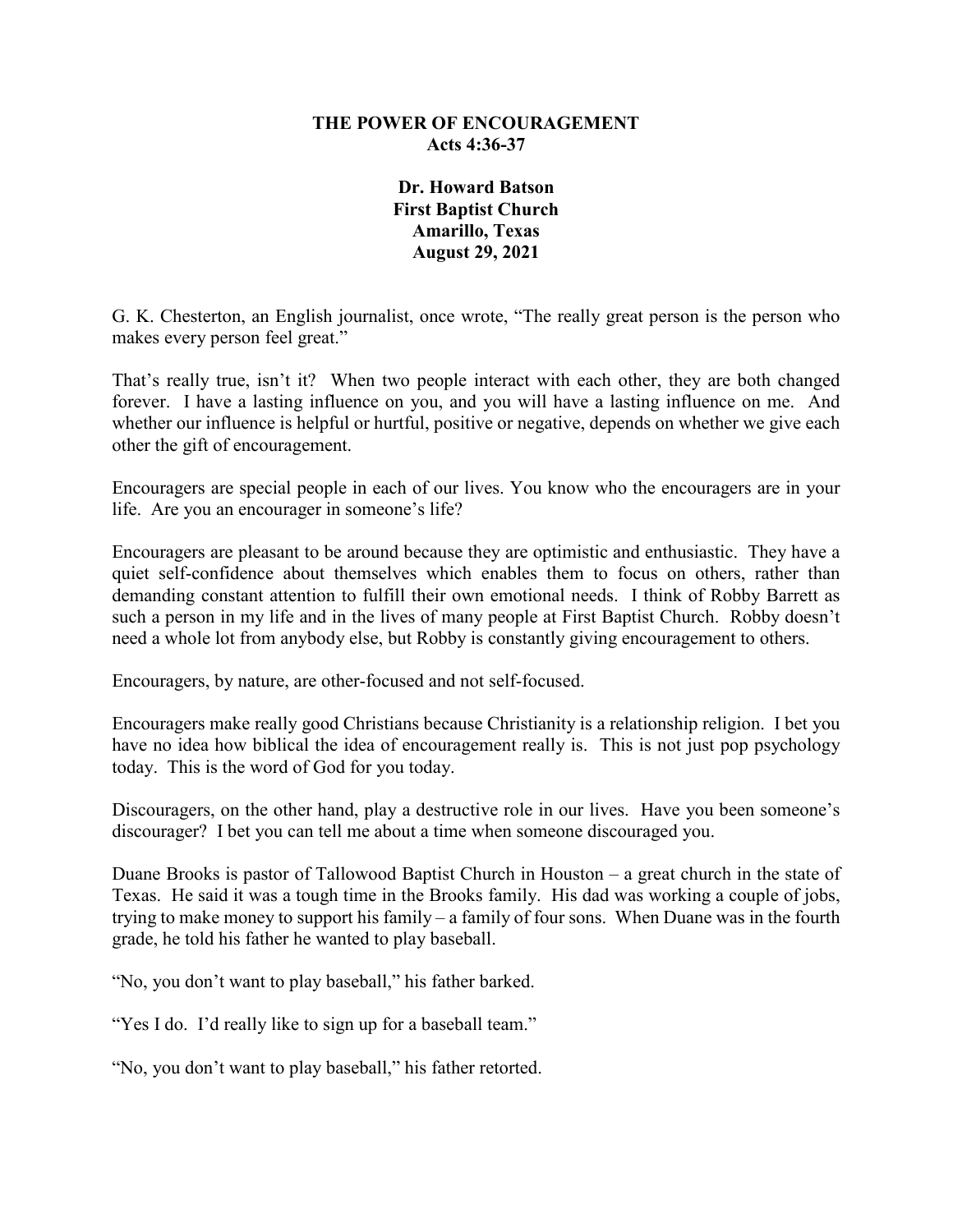# THE POWER OF ENCOURAGEMENT
**Acts 4:36-37**

**Dr. Howard Batson**
**First Baptist Church**
**Amarillo, Texas**
**August 29, 2021**

G. K. Chesterton, an English journalist, once wrote, "The really great person is the person who makes every person feel great."

That's really true, isn't it? When two people interact with each other, they are both changed forever. I have a lasting influence on you, and you will have a lasting influence on me. And whether our influence is helpful or hurtful, positive or negative, depends on whether we give each other the gift of encouragement.

Encouragers are special people in each of our lives. You know who the encouragers are in your life. Are you an encourager in someone's life?

Encouragers are pleasant to be around because they are optimistic and enthusiastic. They have a quiet self-confidence about themselves which enables them to focus on others, rather than demanding constant attention to fulfill their own emotional needs. I think of Robby Barrett as such a person in my life and in the lives of many people at First Baptist Church. Robby doesn't need a whole lot from anybody else, but Robby is constantly giving encouragement to others.

Encouragers, by nature, are other-focused and not self-focused.

Encouragers make really good Christians because Christianity is a relationship religion. I bet you have no idea how biblical the idea of encouragement really is. This is not just pop psychology today. This is the word of God for you today.

Discouragers, on the other hand, play a destructive role in our lives. Have you been someone's discourager? I bet you can tell me about a time when someone discouraged you.

Duane Brooks is pastor of Tallowood Baptist Church in Houston – a great church in the state of Texas. He said it was a tough time in the Brooks family. His dad was working a couple of jobs, trying to make money to support his family – a family of four sons. When Duane was in the fourth grade, he told his father he wanted to play baseball.

"No, you don't want to play baseball," his father barked.

"Yes I do. I'd really like to sign up for a baseball team."

"No, you don't want to play baseball," his father retorted.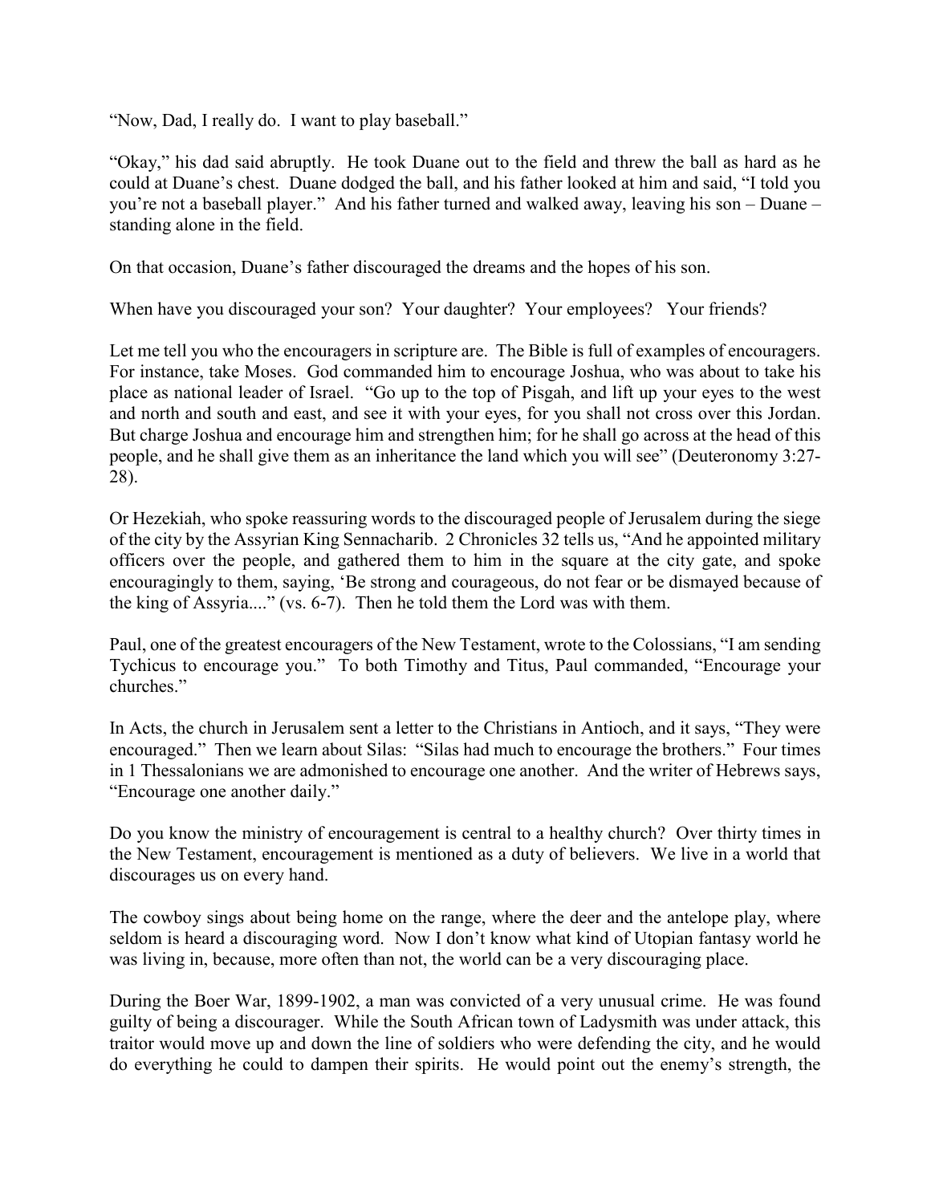"Now, Dad, I really do. I want to play baseball."

"Okay," his dad said abruptly. He took Duane out to the field and threw the ball as hard as he could at Duane's chest. Duane dodged the ball, and his father looked at him and said, "I told you you're not a baseball player." And his father turned and walked away, leaving his son – Duane – standing alone in the field.

On that occasion, Duane's father discouraged the dreams and the hopes of his son.

When have you discouraged your son? Your daughter? Your employees? Your friends?

Let me tell you who the encouragers in scripture are. The Bible is full of examples of encouragers. For instance, take Moses. God commanded him to encourage Joshua, who was about to take his place as national leader of Israel. "Go up to the top of Pisgah, and lift up your eyes to the west and north and south and east, and see it with your eyes, for you shall not cross over this Jordan. But charge Joshua and encourage him and strengthen him; for he shall go across at the head of this people, and he shall give them as an inheritance the land which you will see" (Deuteronomy 3:27-28).

Or Hezekiah, who spoke reassuring words to the discouraged people of Jerusalem during the siege of the city by the Assyrian King Sennacharib. 2 Chronicles 32 tells us, "And he appointed military officers over the people, and gathered them to him in the square at the city gate, and spoke encouragingly to them, saying, 'Be strong and courageous, do not fear or be dismayed because of the king of Assyria...." (vs. 6-7). Then he told them the Lord was with them.

Paul, one of the greatest encouragers of the New Testament, wrote to the Colossians, "I am sending Tychicus to encourage you." To both Timothy and Titus, Paul commanded, "Encourage your churches."

In Acts, the church in Jerusalem sent a letter to the Christians in Antioch, and it says, "They were encouraged." Then we learn about Silas: "Silas had much to encourage the brothers." Four times in 1 Thessalonians we are admonished to encourage one another. And the writer of Hebrews says, "Encourage one another daily."

Do you know the ministry of encouragement is central to a healthy church? Over thirty times in the New Testament, encouragement is mentioned as a duty of believers. We live in a world that discourages us on every hand.

The cowboy sings about being home on the range, where the deer and the antelope play, where seldom is heard a discouraging word. Now I don't know what kind of Utopian fantasy world he was living in, because, more often than not, the world can be a very discouraging place.

During the Boer War, 1899-1902, a man was convicted of a very unusual crime. He was found guilty of being a discourager. While the South African town of Ladysmith was under attack, this traitor would move up and down the line of soldiers who were defending the city, and he would do everything he could to dampen their spirits. He would point out the enemy's strength, the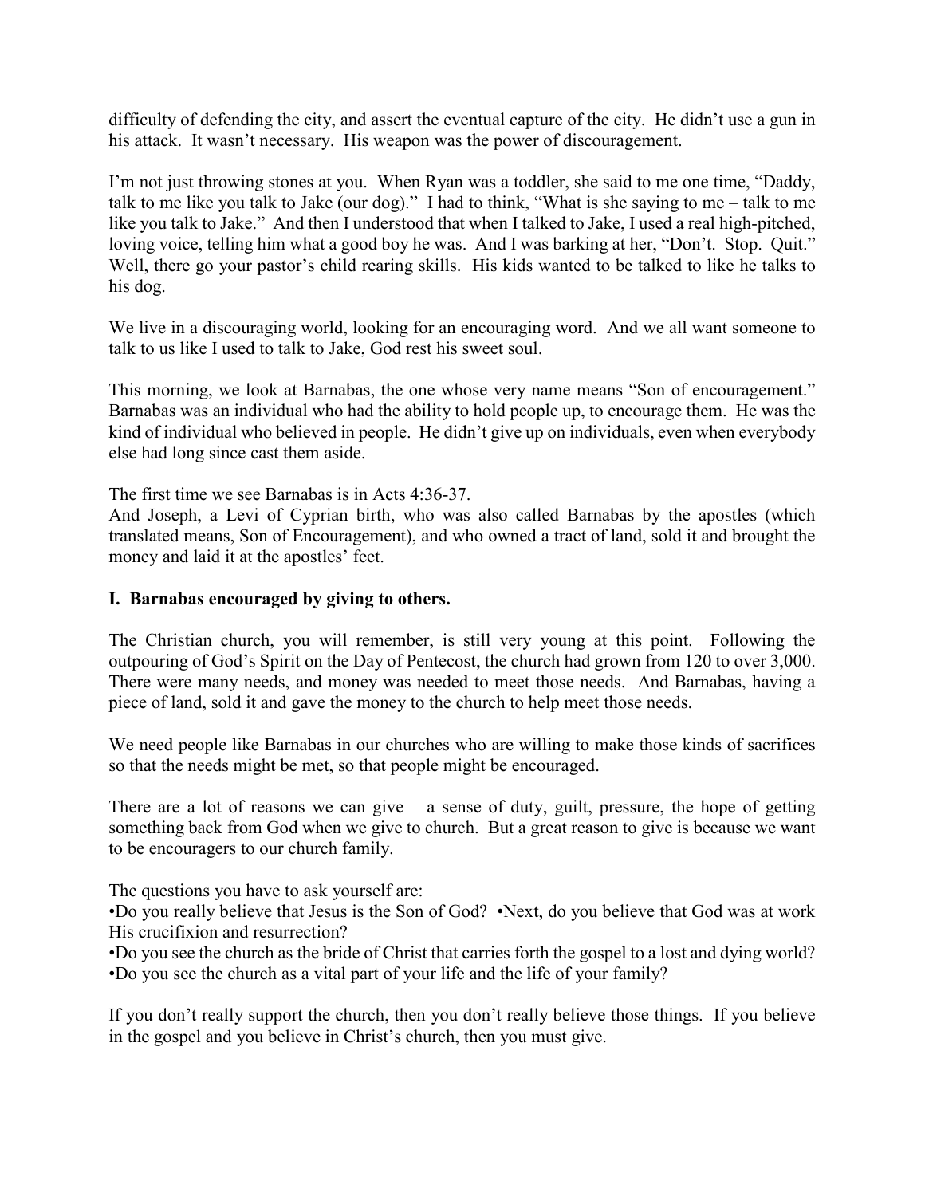difficulty of defending the city, and assert the eventual capture of the city. He didn't use a gun in his attack. It wasn't necessary. His weapon was the power of discouragement.

I'm not just throwing stones at you. When Ryan was a toddler, she said to me one time, "Daddy, talk to me like you talk to Jake (our dog)." I had to think, "What is she saying to me – talk to me like you talk to Jake." And then I understood that when I talked to Jake, I used a real high-pitched, loving voice, telling him what a good boy he was. And I was barking at her, "Don't. Stop. Quit." Well, there go your pastor's child rearing skills. His kids wanted to be talked to like he talks to his dog.

We live in a discouraging world, looking for an encouraging word. And we all want someone to talk to us like I used to talk to Jake, God rest his sweet soul.

This morning, we look at Barnabas, the one whose very name means "Son of encouragement." Barnabas was an individual who had the ability to hold people up, to encourage them. He was the kind of individual who believed in people. He didn't give up on individuals, even when everybody else had long since cast them aside.

The first time we see Barnabas is in Acts 4:36-37.
And Joseph, a Levi of Cyprian birth, who was also called Barnabas by the apostles (which translated means, Son of Encouragement), and who owned a tract of land, sold it and brought the money and laid it at the apostles' feet.

**I. Barnabas encouraged by giving to others.**

The Christian church, you will remember, is still very young at this point. Following the outpouring of God's Spirit on the Day of Pentecost, the church had grown from 120 to over 3,000. There were many needs, and money was needed to meet those needs. And Barnabas, having a piece of land, sold it and gave the money to the church to help meet those needs.

We need people like Barnabas in our churches who are willing to make those kinds of sacrifices so that the needs might be met, so that people might be encouraged.

There are a lot of reasons we can give – a sense of duty, guilt, pressure, the hope of getting something back from God when we give to church. But a great reason to give is because we want to be encouragers to our church family.

The questions you have to ask yourself are:
•Do you really believe that Jesus is the Son of God? •Next, do you believe that God was at work His crucifixion and resurrection?
•Do you see the church as the bride of Christ that carries forth the gospel to a lost and dying world?
•Do you see the church as a vital part of your life and the life of your family?

If you don't really support the church, then you don't really believe those things. If you believe in the gospel and you believe in Christ's church, then you must give.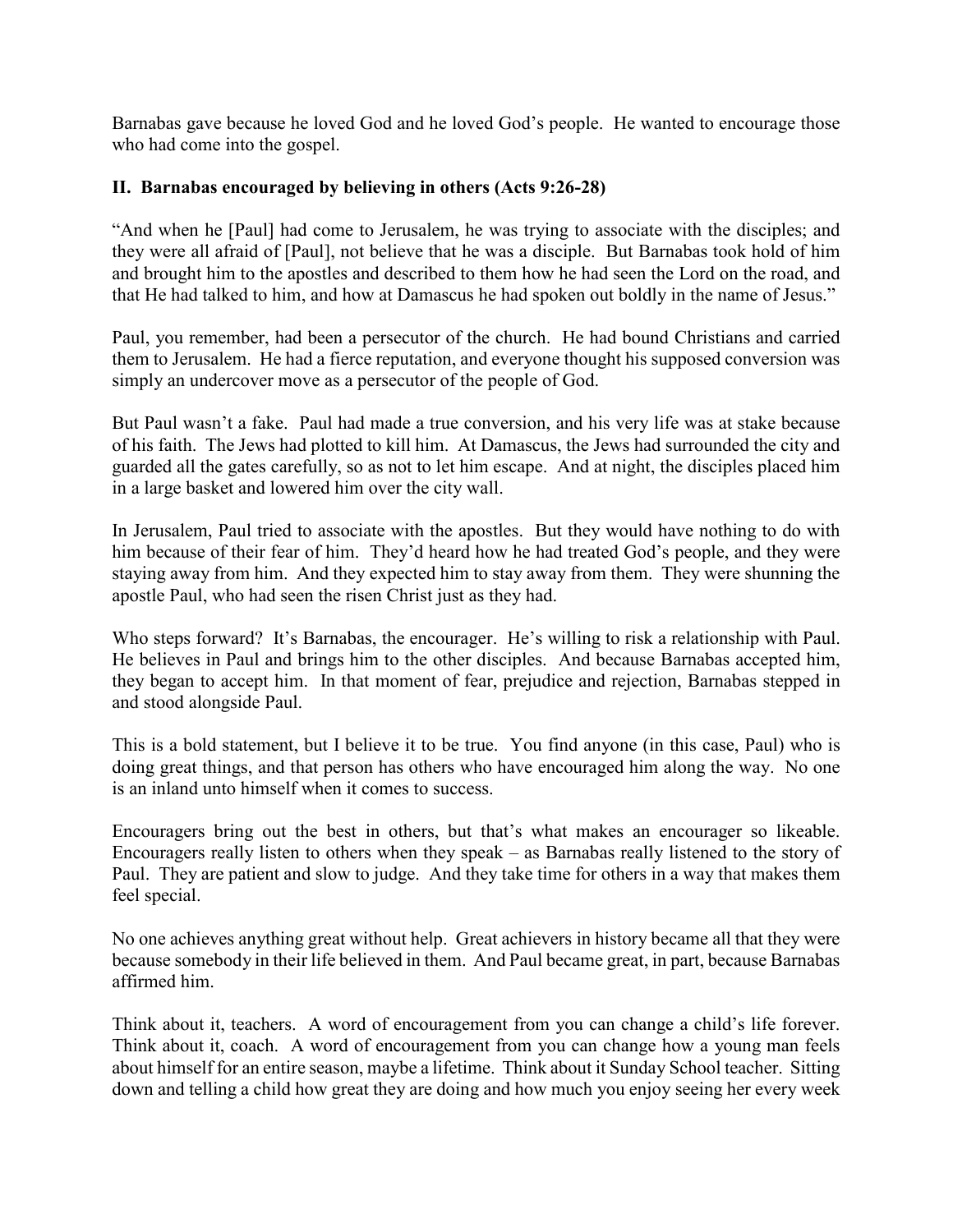Barnabas gave because he loved God and he loved God's people. He wanted to encourage those who had come into the gospel.

**II. Barnabas encouraged by believing in others (Acts 9:26-28)**

"And when he [Paul] had come to Jerusalem, he was trying to associate with the disciples; and they were all afraid of [Paul], not believe that he was a disciple. But Barnabas took hold of him and brought him to the apostles and described to them how he had seen the Lord on the road, and that He had talked to him, and how at Damascus he had spoken out boldly in the name of Jesus."

Paul, you remember, had been a persecutor of the church. He had bound Christians and carried them to Jerusalem. He had a fierce reputation, and everyone thought his supposed conversion was simply an undercover move as a persecutor of the people of God.

But Paul wasn't a fake. Paul had made a true conversion, and his very life was at stake because of his faith. The Jews had plotted to kill him. At Damascus, the Jews had surrounded the city and guarded all the gates carefully, so as not to let him escape. And at night, the disciples placed him in a large basket and lowered him over the city wall.

In Jerusalem, Paul tried to associate with the apostles. But they would have nothing to do with him because of their fear of him. They'd heard how he had treated God's people, and they were staying away from him. And they expected him to stay away from them. They were shunning the apostle Paul, who had seen the risen Christ just as they had.

Who steps forward? It's Barnabas, the encourager. He's willing to risk a relationship with Paul. He believes in Paul and brings him to the other disciples. And because Barnabas accepted him, they began to accept him. In that moment of fear, prejudice and rejection, Barnabas stepped in and stood alongside Paul.

This is a bold statement, but I believe it to be true. You find anyone (in this case, Paul) who is doing great things, and that person has others who have encouraged him along the way. No one is an inland unto himself when it comes to success.

Encouragers bring out the best in others, but that's what makes an encourager so likeable. Encouragers really listen to others when they speak – as Barnabas really listened to the story of Paul. They are patient and slow to judge. And they take time for others in a way that makes them feel special.

No one achieves anything great without help. Great achievers in history became all that they were because somebody in their life believed in them. And Paul became great, in part, because Barnabas affirmed him.

Think about it, teachers. A word of encouragement from you can change a child's life forever. Think about it, coach. A word of encouragement from you can change how a young man feels about himself for an entire season, maybe a lifetime. Think about it Sunday School teacher. Sitting down and telling a child how great they are doing and how much you enjoy seeing her every week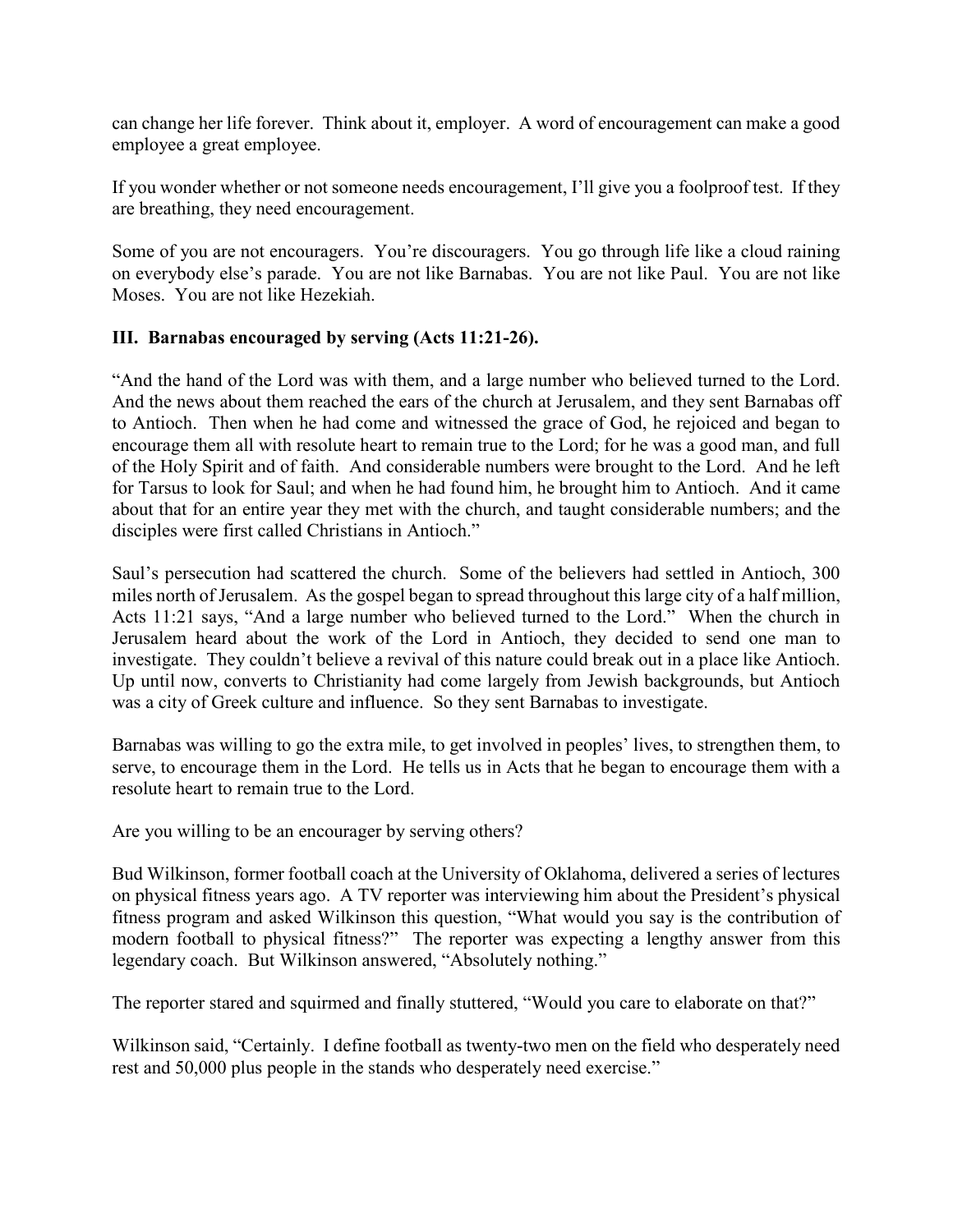can change her life forever. Think about it, employer. A word of encouragement can make a good employee a great employee.

If you wonder whether or not someone needs encouragement, I'll give you a foolproof test. If they are breathing, they need encouragement.

Some of you are not encouragers. You're discouragers. You go through life like a cloud raining on everybody else's parade. You are not like Barnabas. You are not like Paul. You are not like Moses. You are not like Hezekiah.

**III. Barnabas encouraged by serving (Acts 11:21-26).**

"And the hand of the Lord was with them, and a large number who believed turned to the Lord. And the news about them reached the ears of the church at Jerusalem, and they sent Barnabas off to Antioch. Then when he had come and witnessed the grace of God, he rejoiced and began to encourage them all with resolute heart to remain true to the Lord; for he was a good man, and full of the Holy Spirit and of faith. And considerable numbers were brought to the Lord. And he left for Tarsus to look for Saul; and when he had found him, he brought him to Antioch. And it came about that for an entire year they met with the church, and taught considerable numbers; and the disciples were first called Christians in Antioch."

Saul's persecution had scattered the church. Some of the believers had settled in Antioch, 300 miles north of Jerusalem. As the gospel began to spread throughout this large city of a half million, Acts 11:21 says, "And a large number who believed turned to the Lord." When the church in Jerusalem heard about the work of the Lord in Antioch, they decided to send one man to investigate. They couldn't believe a revival of this nature could break out in a place like Antioch. Up until now, converts to Christianity had come largely from Jewish backgrounds, but Antioch was a city of Greek culture and influence. So they sent Barnabas to investigate.

Barnabas was willing to go the extra mile, to get involved in peoples' lives, to strengthen them, to serve, to encourage them in the Lord. He tells us in Acts that he began to encourage them with a resolute heart to remain true to the Lord.

Are you willing to be an encourager by serving others?

Bud Wilkinson, former football coach at the University of Oklahoma, delivered a series of lectures on physical fitness years ago. A TV reporter was interviewing him about the President's physical fitness program and asked Wilkinson this question, "What would you say is the contribution of modern football to physical fitness?" The reporter was expecting a lengthy answer from this legendary coach. But Wilkinson answered, "Absolutely nothing."

The reporter stared and squirmed and finally stuttered, "Would you care to elaborate on that?"

Wilkinson said, "Certainly. I define football as twenty-two men on the field who desperately need rest and 50,000 plus people in the stands who desperately need exercise."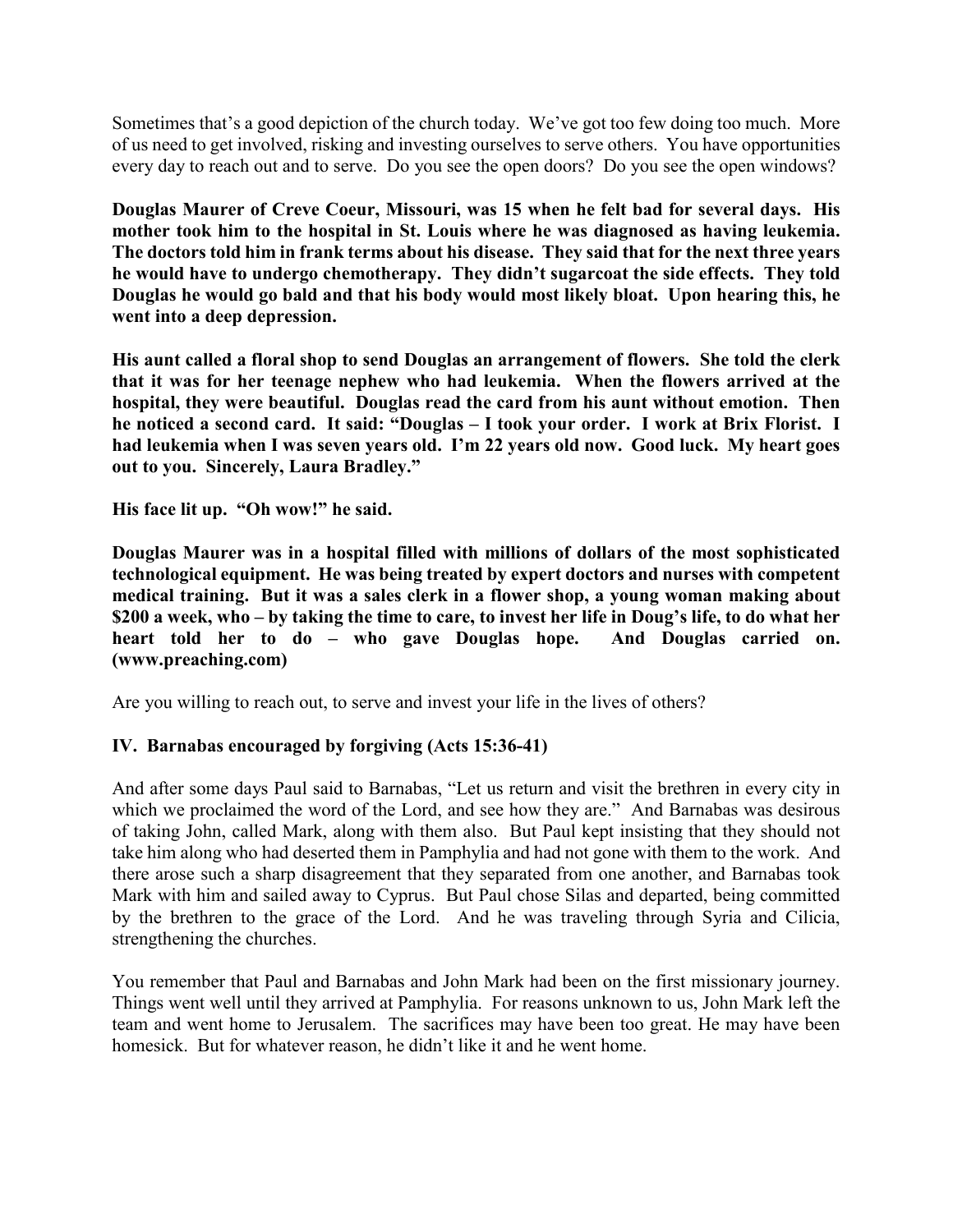Sometimes that's a good depiction of the church today. We've got too few doing too much. More of us need to get involved, risking and investing ourselves to serve others. You have opportunities every day to reach out and to serve. Do you see the open doors? Do you see the open windows?

**Douglas Maurer of Creve Coeur, Missouri, was 15 when he felt bad for several days. His mother took him to the hospital in St. Louis where he was diagnosed as having leukemia. The doctors told him in frank terms about his disease. They said that for the next three years he would have to undergo chemotherapy. They didn't sugarcoat the side effects. They told Douglas he would go bald and that his body would most likely bloat. Upon hearing this, he went into a deep depression.**

**His aunt called a floral shop to send Douglas an arrangement of flowers. She told the clerk that it was for her teenage nephew who had leukemia. When the flowers arrived at the hospital, they were beautiful. Douglas read the card from his aunt without emotion. Then he noticed a second card. It said: "Douglas – I took your order. I work at Brix Florist. I had leukemia when I was seven years old. I'm 22 years old now. Good luck. My heart goes out to you. Sincerely, Laura Bradley."**

**His face lit up. "Oh wow!" he said.**

**Douglas Maurer was in a hospital filled with millions of dollars of the most sophisticated technological equipment. He was being treated by expert doctors and nurses with competent medical training. But it was a sales clerk in a flower shop, a young woman making about $200 a week, who – by taking the time to care, to invest her life in Doug's life, to do what her heart told her to do – who gave Douglas hope. And Douglas carried on. (www.preaching.com)**

Are you willing to reach out, to serve and invest your life in the lives of others?

### IV. Barnabas encouraged by forgiving (Acts 15:36-41)

And after some days Paul said to Barnabas, "Let us return and visit the brethren in every city in which we proclaimed the word of the Lord, and see how they are." And Barnabas was desirous of taking John, called Mark, along with them also. But Paul kept insisting that they should not take him along who had deserted them in Pamphylia and had not gone with them to the work. And there arose such a sharp disagreement that they separated from one another, and Barnabas took Mark with him and sailed away to Cyprus. But Paul chose Silas and departed, being committed by the brethren to the grace of the Lord. And he was traveling through Syria and Cilicia, strengthening the churches.

You remember that Paul and Barnabas and John Mark had been on the first missionary journey. Things went well until they arrived at Pamphylia. For reasons unknown to us, John Mark left the team and went home to Jerusalem. The sacrifices may have been too great. He may have been homesick. But for whatever reason, he didn't like it and he went home.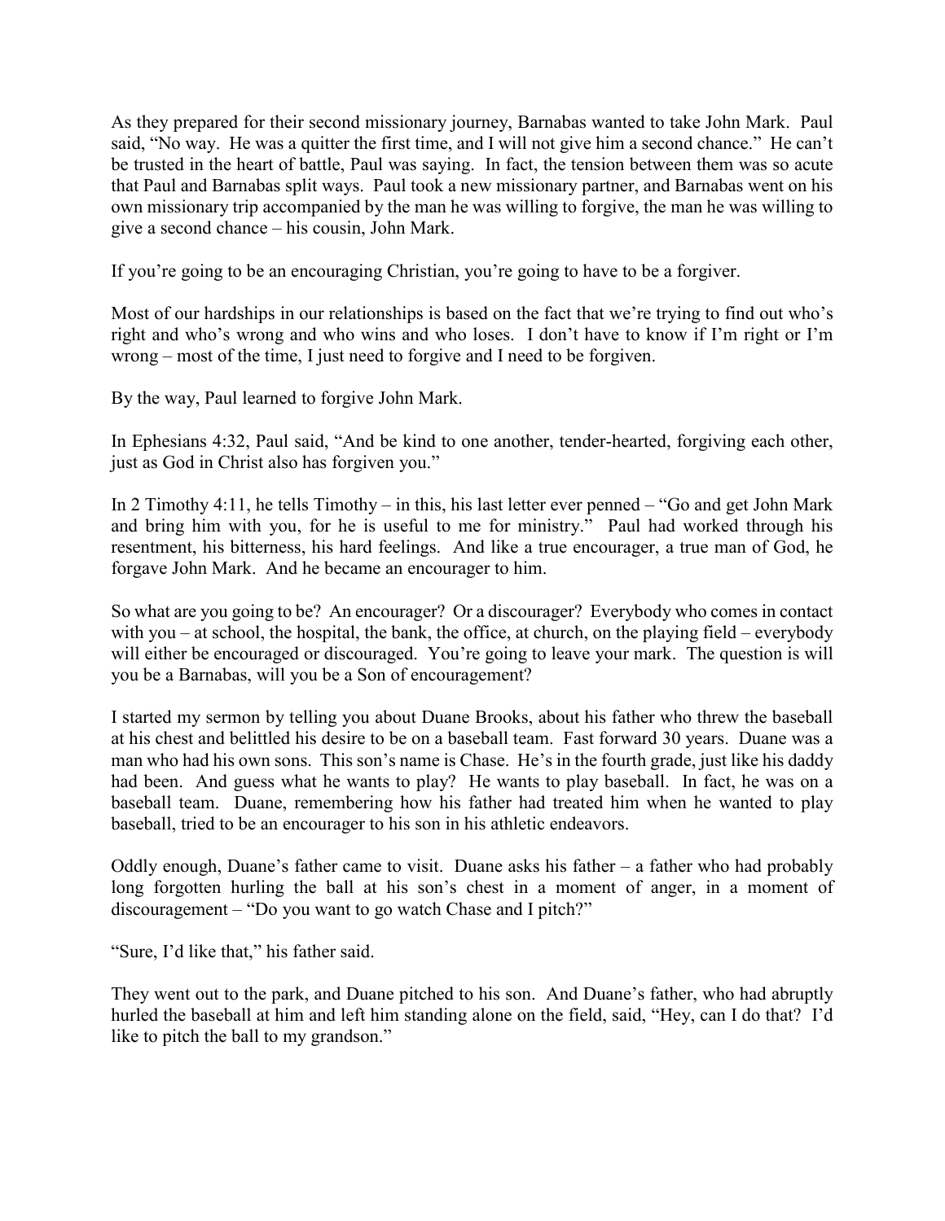As they prepared for their second missionary journey, Barnabas wanted to take John Mark. Paul said, "No way. He was a quitter the first time, and I will not give him a second chance." He can't be trusted in the heart of battle, Paul was saying. In fact, the tension between them was so acute that Paul and Barnabas split ways. Paul took a new missionary partner, and Barnabas went on his own missionary trip accompanied by the man he was willing to forgive, the man he was willing to give a second chance – his cousin, John Mark.

If you're going to be an encouraging Christian, you're going to have to be a forgiver.

Most of our hardships in our relationships is based on the fact that we're trying to find out who's right and who's wrong and who wins and who loses. I don't have to know if I'm right or I'm wrong – most of the time, I just need to forgive and I need to be forgiven.

By the way, Paul learned to forgive John Mark.

In Ephesians 4:32, Paul said, "And be kind to one another, tender-hearted, forgiving each other, just as God in Christ also has forgiven you."

In 2 Timothy 4:11, he tells Timothy – in this, his last letter ever penned – "Go and get John Mark and bring him with you, for he is useful to me for ministry." Paul had worked through his resentment, his bitterness, his hard feelings. And like a true encourager, a true man of God, he forgave John Mark. And he became an encourager to him.

So what are you going to be? An encourager? Or a discourager? Everybody who comes in contact with you – at school, the hospital, the bank, the office, at church, on the playing field – everybody will either be encouraged or discouraged. You're going to leave your mark. The question is will you be a Barnabas, will you be a Son of encouragement?

I started my sermon by telling you about Duane Brooks, about his father who threw the baseball at his chest and belittled his desire to be on a baseball team. Fast forward 30 years. Duane was a man who had his own sons. This son's name is Chase. He's in the fourth grade, just like his daddy had been. And guess what he wants to play? He wants to play baseball. In fact, he was on a baseball team. Duane, remembering how his father had treated him when he wanted to play baseball, tried to be an encourager to his son in his athletic endeavors.

Oddly enough, Duane's father came to visit. Duane asks his father – a father who had probably long forgotten hurling the ball at his son's chest in a moment of anger, in a moment of discouragement – "Do you want to go watch Chase and I pitch?"

"Sure, I'd like that," his father said.

They went out to the park, and Duane pitched to his son. And Duane's father, who had abruptly hurled the baseball at him and left him standing alone on the field, said, "Hey, can I do that? I'd like to pitch the ball to my grandson."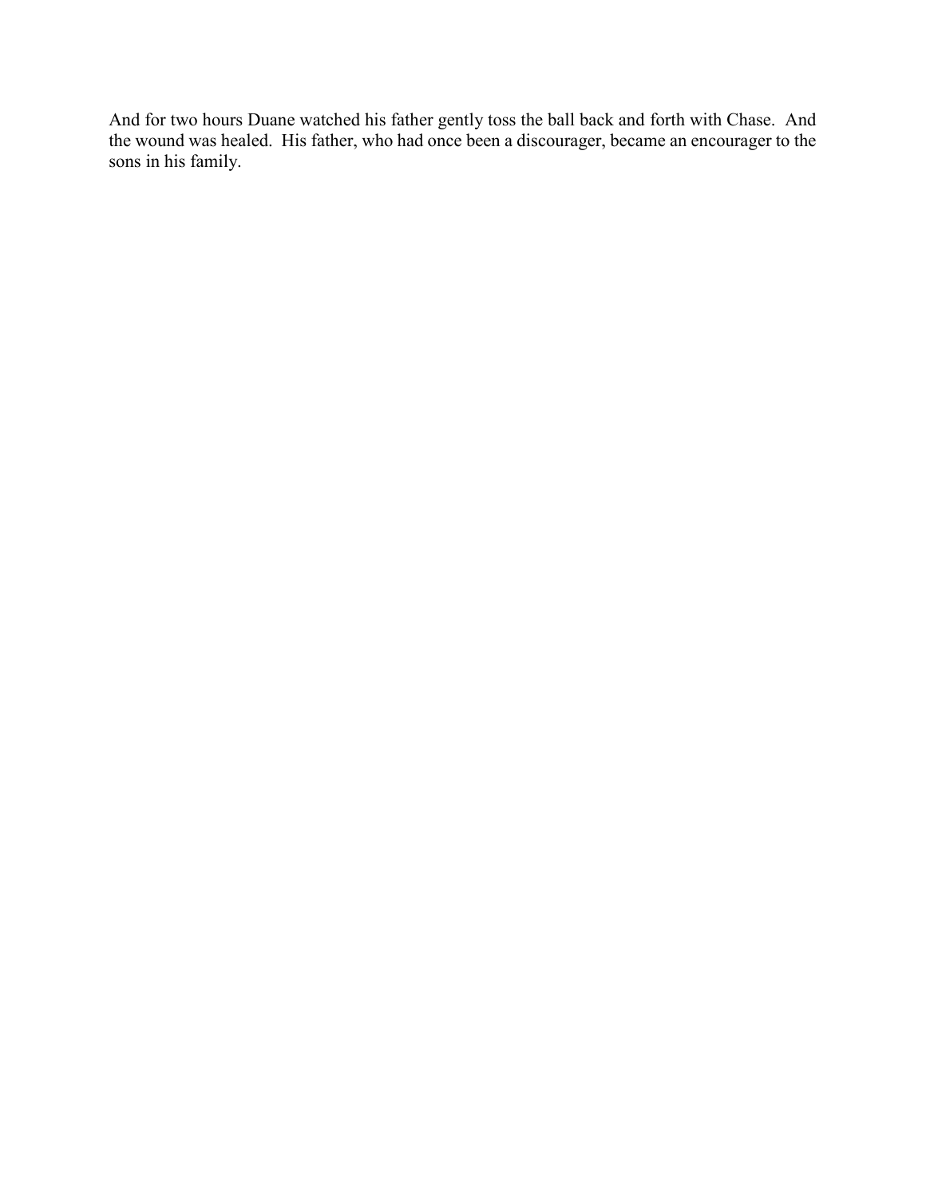And for two hours Duane watched his father gently toss the ball back and forth with Chase. And the wound was healed. His father, who had once been a discourager, became an encourager to the sons in his family.